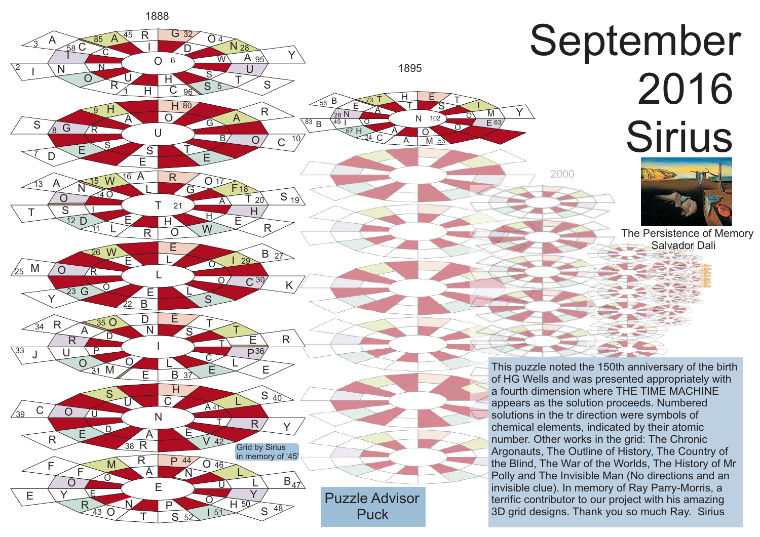# September 2016 Sirius

The Persistence of Memory
Salvador Dali

This puzzle noted the 150th anniversary of the birth of HG Wells and was presented appropriately with a fourth dimension where THE TIME MACHINE appears as the solution proceeds. Numbered solutions in the tr direction were symbols of chemical elements, indicated by their atomic number. Other works in the grid: The Chronic Argonauts, The Outline of History, The Country of the Blind, The War of the Worlds, The History of Mr Polly and The Invisible Man (No directions and an invisible clue). In memory of Ray Parry-Morris, a terrific contributor to our project with his amazing 3D grid designs. Thank you so much Ray. Sirius

Grid by Sirius in memory of '45'

Puzzle Advisor Puck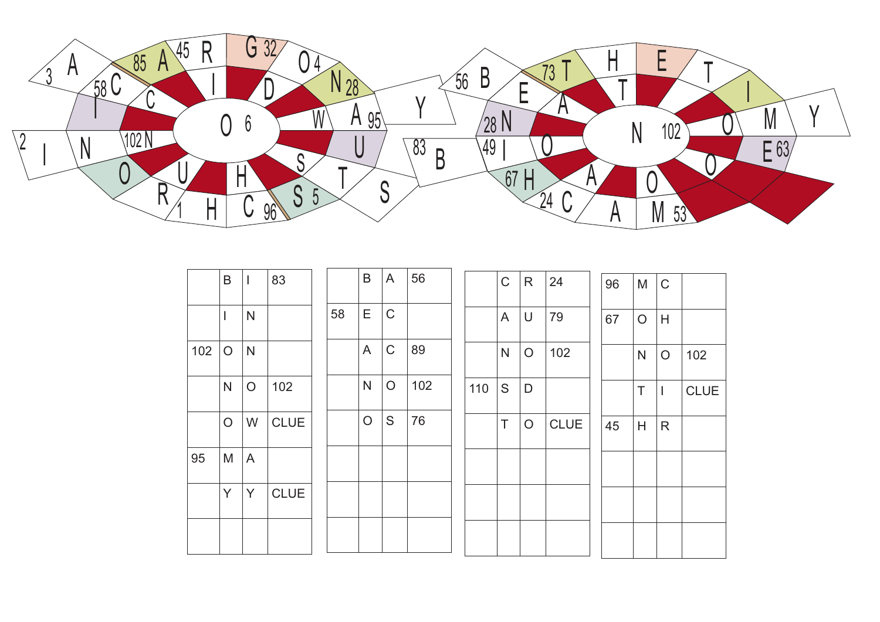| | | | |
|---|---|---|---|
| | B | I | 83 |
| | I | N | |
| 102 | O | N | |
| | N | O | 102 |
| | O | W | CLUE |
| 95 | M | A | |
| | Y | Y | CLUE |
| | | | |

| | | | |
|---|---|---|---|
| | B | A | 56 |
| 58 | E | C | |
| | A | C | 89 |
| | N | O | 102 |
| | O | S | 76 |
| | | | |
| | | | |
| | | | |

| | | | |
|---|---|---|---|
| | C | R | 24 |
| | A | U | 79 |
| | N | O | 102 |
| 110 | S | D | |
| | T | O | CLUE |
| | | | |
| | | | |
| | | | |

| | | | |
|---|---|---|---|
| 96 | M | C | |
| 67 | O | H | |
| | N | O | 102 |
| | T | I | CLUE |
| 45 | H | R | |
| | | | |
| | | | |
| | | | |